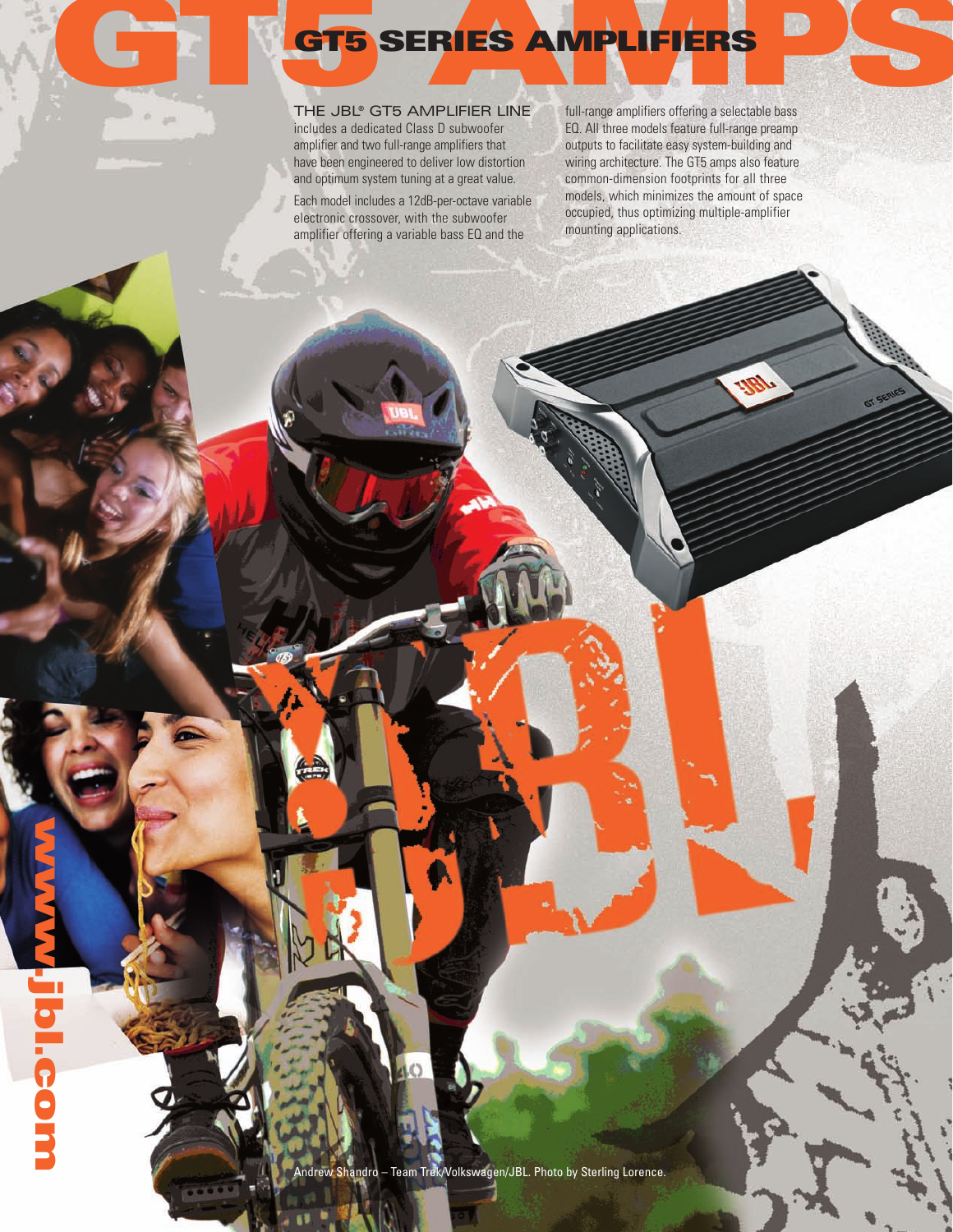# GT5 AMPS

## GT5 SERIES AMPLIFIERS

THE JBL® GT5 AMPLIFIER LINE includes a dedicated Class D subwoofer amplifier and two full-range amplifiers that have been engineered to deliver low distortion and optimum system tuning at a great value.

Each model includes a 12dB-per-octave variable electronic crossover, with the subwoofer amplifier offering a variable bass EQ and the full-range amplifiers offering a selectable bass EQ. All three models feature full-range preamp outputs to facilitate easy system-building and wiring architecture. The GT5 amps also feature common-dimension footprints for all three models, which minimizes the amount of space occupied, thus optimizing multiple-amplifier mounting applications.

Andrew Shandro – Team Trek/Volkswagen/JBL. Photo by Sterling Lorence.

www.jbl.com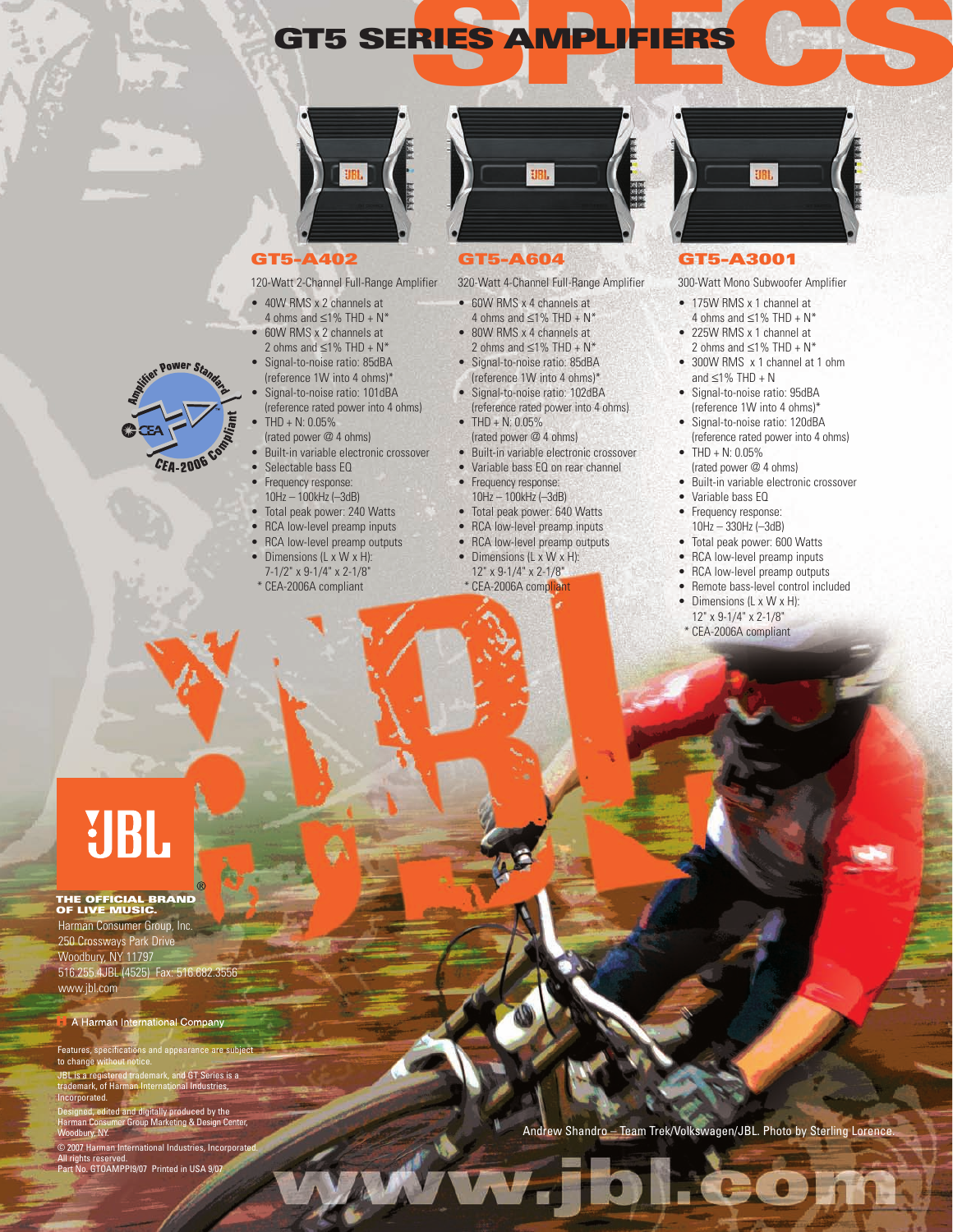# GT5 SERIES AMPLIFIERS SPECS

## GT5-A402

120-Watt 2-Channel Full-Range Amplifier

- 40W RMS x 2 channels at 4 ohms and ≤1% THD + N*
- 60W RMS x 2 channels at 2 ohms and ≤1% THD + N*
- Signal-to-noise ratio: 85dBA (reference 1W into 4 ohms)*
- Signal-to-noise ratio: 101dBA (reference rated power into 4 ohms)
- THD + N: 0.05% (rated power @ 4 ohms)
- Built-in variable electronic crossover
- Selectable bass EQ
- Frequency response: 10Hz – 100kHz (–3dB)
- Total peak power: 240 Watts
- RCA low-level preamp inputs
- RCA low-level preamp outputs
- Dimensions (L x W x H): 7-1/2" x 9-1/4" x 2-1/8"

\* CEA-2006A compliant

## GT5-A604

320-Watt 4-Channel Full-Range Amplifier

- 60W RMS x 4 channels at 4 ohms and ≤1% THD + N*
- 80W RMS x 4 channels at 2 ohms and ≤1% THD + N*
- Signal-to-noise ratio: 85dBA (reference 1W into 4 ohms)*
- Signal-to-noise ratio: 102dBA (reference rated power into 4 ohms)
- THD + N: 0.05% (rated power @ 4 ohms)
- Built-in variable electronic crossover
- Variable bass EQ on rear channel
- Frequency response: 10Hz – 100kHz (–3dB)
- Total peak power: 640 Watts
- RCA low-level preamp inputs
- RCA low-level preamp outputs
- Dimensions (L x W x H): 12" x 9-1/4" x 2-1/8"

\* CEA-2006A compliant

## GT5-A3001

300-Watt Mono Subwoofer Amplifier

- 175W RMS x 1 channel at 4 ohms and ≤1% THD + N*
- 225W RMS x 1 channel at 2 ohms and ≤1% THD + N*
- 300W RMS x 1 channel at 1 ohm and ≤1% THD + N
- Signal-to-noise ratio: 95dBA (reference 1W into 4 ohms)*
- Signal-to-noise ratio: 120dBA (reference rated power into 4 ohms)
- THD + N: 0.05% (rated power @ 4 ohms)
- Built-in variable electronic crossover
- Variable bass EQ
- Frequency response: 10Hz – 330Hz (–3dB)
- Total peak power: 600 Watts
- RCA low-level preamp inputs
- RCA low-level preamp outputs
- Remote bass-level control included
- Dimensions (L x W x H): 12" x 9-1/4" x 2-1/8"

\* CEA-2006A compliant

Amplifier Power Standard CEA-2006 Compliant

JBL®

**THE OFFICIAL BRAND OF LIVE MUSIC.**

Harman Consumer Group, Inc.
250 Crossways Park Drive
Woodbury, NY 11797
516.255.4JBL (4525) Fax: 516.682.3556
www.jbl.com

A Harman International Company

Features, specifications and appearance are subject to change without notice.

JBL is a registered trademark, and GT Series is a trademark, of Harman International Industries, Incorporated.

Designed, edited and digitally produced by the Harman Consumer Group Marketing & Design Center, Woodbury, NY.

© 2007 Harman International Industries, Incorporated.
All rights reserved.
Part No. GTOAMPPI9/07 Printed in USA 9/07

Andrew Shandro – Team Trek/Volkswagen/JBL. Photo by Sterling Lorence.

www.jbl.com